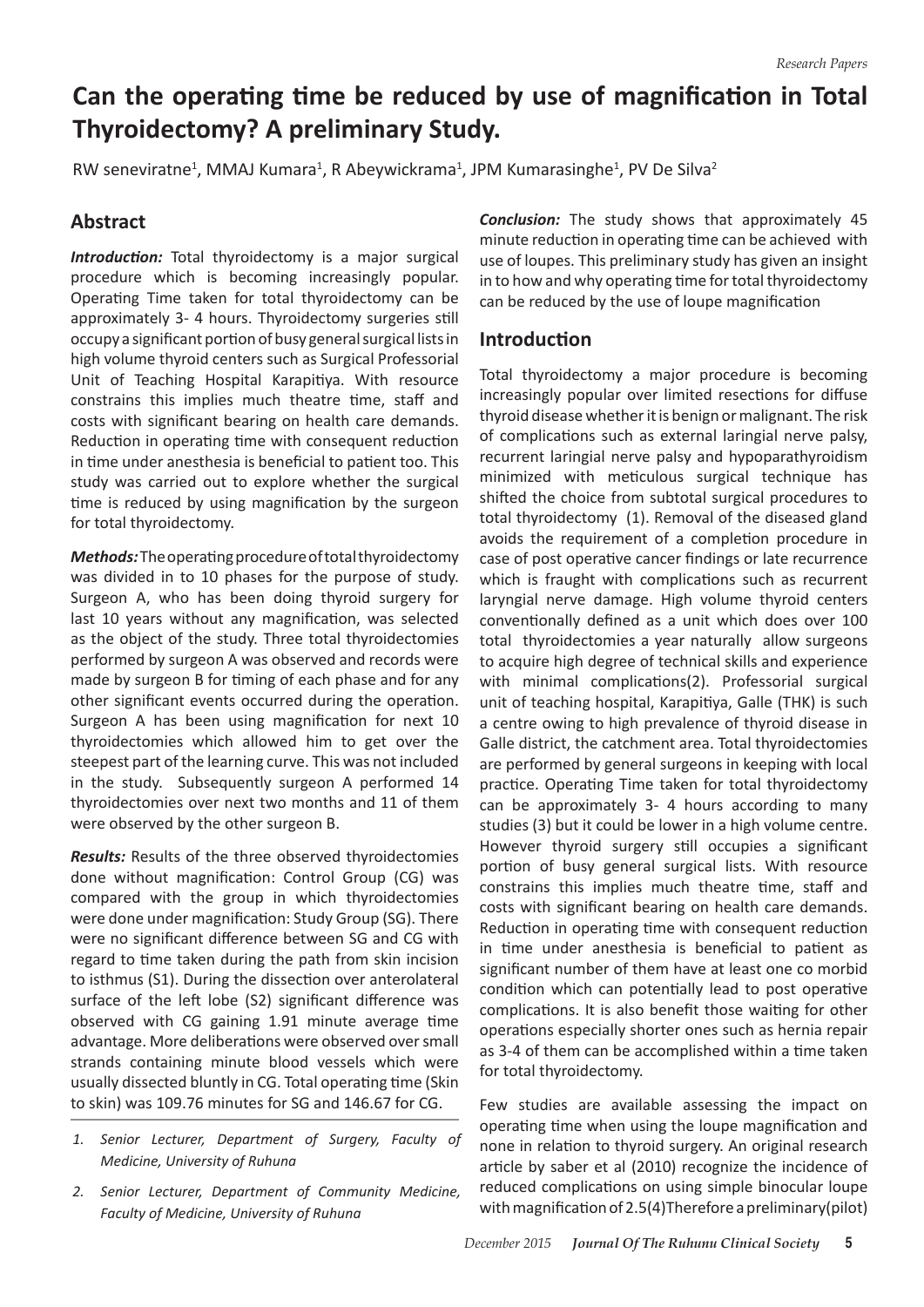# Can the operating time be reduced by use of magnification in Total Thyroidectomy? A preliminary Study.

RW seneviratne[1], MMAJ Kumara[1], R Abeywickrama[1], JPM Kumarasinghe[1], PV De Silva[2]

## Abstract

***Introduction:*** Total thyroidectomy is a major surgical procedure which is becoming increasingly popular. Operating Time taken for total thyroidectomy can be approximately 3- 4 hours. Thyroidectomy surgeries still occupy a significant portion of busy general surgical lists in high volume thyroid centers such as Surgical Professorial Unit of Teaching Hospital Karapitiya. With resource constrains this implies much theatre time, staff and costs with significant bearing on health care demands. Reduction in operating time with consequent reduction in time under anesthesia is beneficial to patient too. This study was carried out to explore whether the surgical time is reduced by using magnification by the surgeon for total thyroidectomy.

***Methods:*** The operating procedure of total thyroidectomy was divided in to 10 phases for the purpose of study. Surgeon A, who has been doing thyroid surgery for last 10 years without any magnification, was selected as the object of the study. Three total thyroidectomies performed by surgeon A was observed and records were made by surgeon B for timing of each phase and for any other significant events occurred during the operation. Surgeon A has been using magnification for next 10 thyroidectomies which allowed him to get over the steepest part of the learning curve. This was not included in the study. Subsequently surgeon A performed 14 thyroidectomies over next two months and 11 of them were observed by the other surgeon B.

***Results:*** Results of the three observed thyroidectomies done without magnification: Control Group (CG) was compared with the group in which thyroidectomies were done under magnification: Study Group (SG). There were no significant difference between SG and CG with regard to time taken during the path from skin incision to isthmus (S1). During the dissection over anterolateral surface of the left lobe (S2) significant difference was observed with CG gaining 1.91 minute average time advantage. More deliberations were observed over small strands containing minute blood vessels which were usually dissected bluntly in CG. Total operating time (Skin to skin) was 109.76 minutes for SG and 146.67 for CG.

***Conclusion:*** The study shows that approximately 45 minute reduction in operating time can be achieved with use of loupes. This preliminary study has given an insight in to how and why operating time for total thyroidectomy can be reduced by the use of loupe magnification

## Introduction

Total thyroidectomy a major procedure is becoming increasingly popular over limited resections for diffuse thyroid disease whether it is benign or malignant. The risk of complications such as external laringial nerve palsy, recurrent laringial nerve palsy and hypoparathyroidism minimized with meticulous surgical technique has shifted the choice from subtotal surgical procedures to total thyroidectomy (1). Removal of the diseased gland avoids the requirement of a completion procedure in case of post operative cancer findings or late recurrence which is fraught with complications such as recurrent laryngial nerve damage. High volume thyroid centers conventionally defined as a unit which does over 100 total thyroidectomies a year naturally allow surgeons to acquire high degree of technical skills and experience with minimal complications(2). Professorial surgical unit of teaching hospital, Karapitiya, Galle (THK) is such a centre owing to high prevalence of thyroid disease in Galle district, the catchment area. Total thyroidectomies are performed by general surgeons in keeping with local practice. Operating Time taken for total thyroidectomy can be approximately 3- 4 hours according to many studies (3) but it could be lower in a high volume centre. However thyroid surgery still occupies a significant portion of busy general surgical lists. With resource constrains this implies much theatre time, staff and costs with significant bearing on health care demands. Reduction in operating time with consequent reduction in time under anesthesia is beneficial to patient as significant number of them have at least one co morbid condition which can potentially lead to post operative complications. It is also benefit those waiting for other operations especially shorter ones such as hernia repair as 3-4 of them can be accomplished within a time taken for total thyroidectomy.

Few studies are available assessing the impact on operating time when using the loupe magnification and none in relation to thyroid surgery. An original research article by saber et al (2010) recognize the incidence of reduced complications on using simple binocular loupe with magnification of 2.5(4)Therefore a preliminary(pilot)

1. *Senior Lecturer, Department of Surgery, Faculty of Medicine, University of Ruhuna*
2. *Senior Lecturer, Department of Community Medicine, Faculty of Medicine, University of Ruhuna*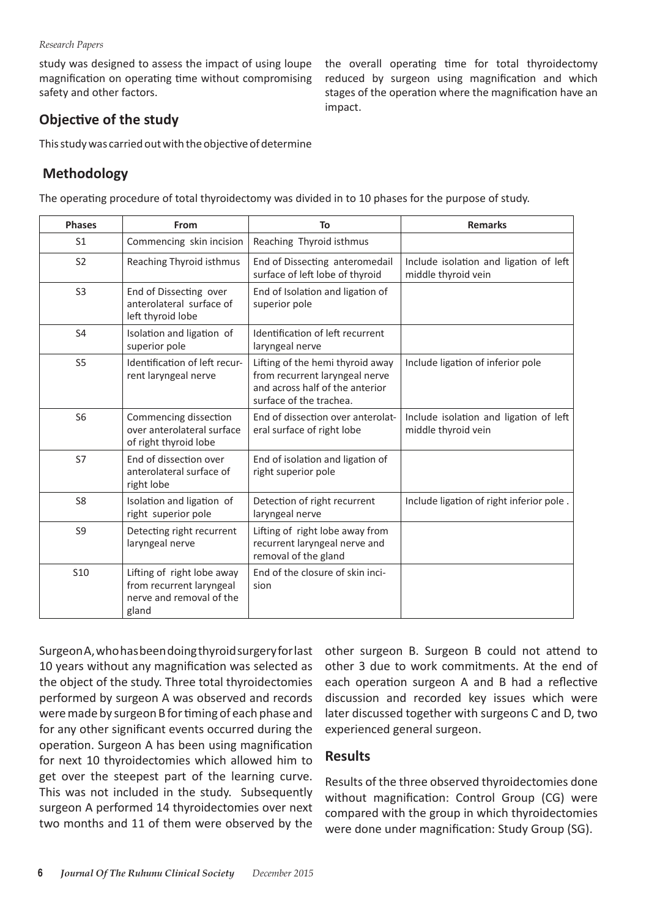study was designed to assess the impact of using loupe magnification on operating time without compromising safety and other factors.

## Objective of the study

This study was carried out with the objective of determine the overall operating time for total thyroidectomy reduced by surgeon using magnification and which stages of the operation where the magnification have an impact.

## Methodology

The operating procedure of total thyroidectomy was divided in to 10 phases for the purpose of study.

| Phases | From | To | Remarks |
|---|---|---|---|
| S1 | Commencing skin incision | Reaching Thyroid isthmus | |
| S2 | Reaching Thyroid isthmus | End of Dissecting anteromedail surface of left lobe of thyroid | Include isolation and ligation of left middle thyroid vein |
| S3 | End of Dissecting over anterolateral surface of left thyroid lobe | End of Isolation and ligation of superior pole | |
| S4 | Isolation and ligation of superior pole | Identification of left recurrent laryngeal nerve | |
| S5 | Identification of left recurrent laryngeal nerve | Lifting of the hemi thyroid away from recurrent laryngeal nerve and across half of the anterior surface of the trachea. | Include ligation of inferior pole |
| S6 | Commencing dissection over anterolateral surface of right thyroid lobe | End of dissection over anterolateral surface of right lobe | Include isolation and ligation of left middle thyroid vein |
| S7 | End of dissection over anterolateral surface of right lobe | End of isolation and ligation of right superior pole | |
| S8 | Isolation and ligation of right superior pole | Detection of right recurrent laryngeal nerve | Include ligation of right inferior pole . |
| S9 | Detecting right recurrent laryngeal nerve | Lifting of right lobe away from recurrent laryngeal nerve and removal of the gland | |
| S10 | Lifting of right lobe away from recurrent laryngeal nerve and removal of the gland | End of the closure of skin incision | |

Surgeon A, who has been doing thyroid surgery for last 10 years without any magnification was selected as the object of the study. Three total thyroidectomies performed by surgeon A was observed and records were made by surgeon B for timing of each phase and for any other significant events occurred during the operation. Surgeon A has been using magnification for next 10 thyroidectomies which allowed him to get over the steepest part of the learning curve. This was not included in the study. Subsequently surgeon A performed 14 thyroidectomies over next two months and 11 of them were observed by the other surgeon B. Surgeon B could not attend to other 3 due to work commitments. At the end of each operation surgeon A and B had a reflective discussion and recorded key issues which were later discussed together with surgeons C and D, two experienced general surgeon.

## Results

Results of the three observed thyroidectomies done without magnification: Control Group (CG) were compared with the group in which thyroidectomies were done under magnification: Study Group (SG).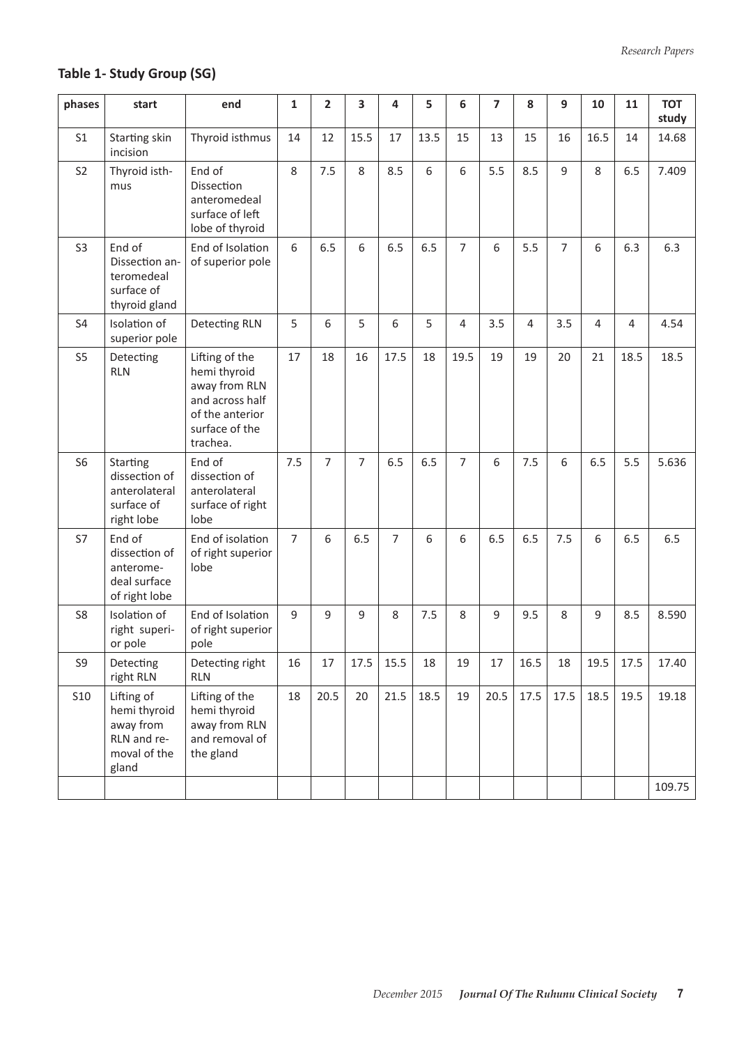**Table 1- Study Group (SG)**

| phases | start | end | 1 | 2 | 3 | 4 | 5 | 6 | 7 | 8 | 9 | 10 | 11 | TOT study |
|---|---|---|---|---|---|---|---|---|---|---|---|---|---|---|
| S1 | Starting skin incision | Thyroid isthmus | 14 | 12 | 15.5 | 17 | 13.5 | 15 | 13 | 15 | 16 | 16.5 | 14 | 14.68 |
| S2 | Thyroid isthmus | End of Dissection anteromedeal surface of left lobe of thyroid | 8 | 7.5 | 8 | 8.5 | 6 | 6 | 5.5 | 8.5 | 9 | 8 | 6.5 | 7.409 |
| S3 | End of Dissection anteromedeal surface of thyroid gland | End of Isolation of superior pole | 6 | 6.5 | 6 | 6.5 | 6.5 | 7 | 6 | 5.5 | 7 | 6 | 6.3 | 6.3 |
| S4 | Isolation of superior pole | Detecting RLN | 5 | 6 | 5 | 6 | 5 | 4 | 3.5 | 4 | 3.5 | 4 | 4 | 4.54 |
| S5 | Detecting RLN | Lifting of the hemi thyroid away from RLN and across half of the anterior surface of the trachea. | 17 | 18 | 16 | 17.5 | 18 | 19.5 | 19 | 19 | 20 | 21 | 18.5 | 18.5 |
| S6 | Starting dissection of anterolateral surface of right lobe | End of dissection of anterolateral surface of right lobe | 7.5 | 7 | 7 | 6.5 | 6.5 | 7 | 6 | 7.5 | 6 | 6.5 | 5.5 | 5.636 |
| S7 | End of dissection of anteromedeal surface of right lobe | End of isolation of right superior lobe | 7 | 6 | 6.5 | 7 | 6 | 6 | 6.5 | 6.5 | 7.5 | 6 | 6.5 | 6.5 |
| S8 | Isolation of right superior pole | End of Isolation of right superior pole | 9 | 9 | 9 | 8 | 7.5 | 8 | 9 | 9.5 | 8 | 9 | 8.5 | 8.590 |
| S9 | Detecting right RLN | Detecting right RLN | 16 | 17 | 17.5 | 15.5 | 18 | 19 | 17 | 16.5 | 18 | 19.5 | 17.5 | 17.40 |
| S10 | Lifting of hemi thyroid away from RLN and removal of the gland | Lifting of the hemi thyroid away from RLN and removal of the gland | 18 | 20.5 | 20 | 21.5 | 18.5 | 19 | 20.5 | 17.5 | 17.5 | 18.5 | 19.5 | 19.18 |
| | | | | | | | | | | | | | | 109.75 |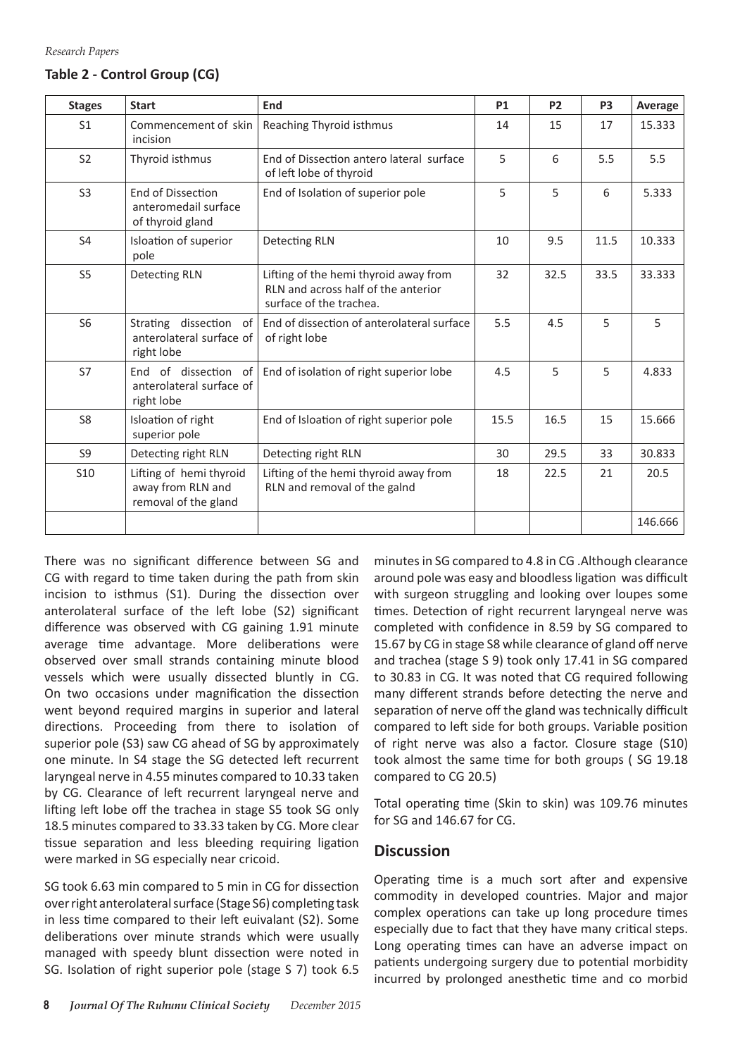### Table 2 - Control Group (CG)

| Stages | Start | End | P1 | P2 | P3 | Average |
|---|---|---|---|---|---|---|
| S1 | Commencement of skin incision | Reaching Thyroid isthmus | 14 | 15 | 17 | 15.333 |
| S2 | Thyroid isthmus | End of Dissection antero lateral surface of left lobe of thyroid | 5 | 6 | 5.5 | 5.5 |
| S3 | End of Dissection anteromedail surface of thyroid gland | End of Isolation of superior pole | 5 | 5 | 6 | 5.333 |
| S4 | Isloation of superior pole | Detecting RLN | 10 | 9.5 | 11.5 | 10.333 |
| S5 | Detecting RLN | Lifting of the hemi thyroid away from RLN and across half of the anterior surface of the trachea. | 32 | 32.5 | 33.5 | 33.333 |
| S6 | Strating dissection of anterolateral surface of right lobe | End of dissection of anterolateral surface of right lobe | 5.5 | 4.5 | 5 | 5 |
| S7 | End of dissection of anterolateral surface of right lobe | End of isolation of right superior lobe | 4.5 | 5 | 5 | 4.833 |
| S8 | Isloation of right superior pole | End of Isloation of right superior pole | 15.5 | 16.5 | 15 | 15.666 |
| S9 | Detecting right RLN | Detecting right RLN | 30 | 29.5 | 33 | 30.833 |
| S10 | Lifting of hemi thyroid away from RLN and removal of the gland | Lifting of the hemi thyroid away from RLN and removal of the galnd | 18 | 22.5 | 21 | 20.5 |
| | | | | | | 146.666 |

There was no significant difference between SG and CG with regard to time taken during the path from skin incision to isthmus (S1). During the dissection over anterolateral surface of the left lobe (S2) significant difference was observed with CG gaining 1.91 minute average time advantage. More deliberations were observed over small strands containing minute blood vessels which were usually dissected bluntly in CG. On two occasions under magnification the dissection went beyond required margins in superior and lateral directions. Proceeding from there to isolation of superior pole (S3) saw CG ahead of SG by approximately one minute. In S4 stage the SG detected left recurrent laryngeal nerve in 4.55 minutes compared to 10.33 taken by CG. Clearance of left recurrent laryngeal nerve and lifting left lobe off the trachea in stage S5 took SG only 18.5 minutes compared to 33.33 taken by CG. More clear tissue separation and less bleeding requiring ligation were marked in SG especially near cricoid.

SG took 6.63 min compared to 5 min in CG for dissection over right anterolateral surface (Stage S6) completing task in less time compared to their left euivalant (S2). Some deliberations over minute strands which were usually managed with speedy blunt dissection were noted in SG. Isolation of right superior pole (stage S 7) took 6.5 minutes in SG compared to 4.8 in CG .Although clearance around pole was easy and bloodless ligation was difficult with surgeon struggling and looking over loupes some times. Detection of right recurrent laryngeal nerve was completed with confidence in 8.59 by SG compared to 15.67 by CG in stage S8 while clearance of gland off nerve and trachea (stage S 9) took only 17.41 in SG compared to 30.83 in CG. It was noted that CG required following many different strands before detecting the nerve and separation of nerve off the gland was technically difficult compared to left side for both groups. Variable position of right nerve was also a factor. Closure stage (S10) took almost the same time for both groups ( SG 19.18 compared to CG 20.5)

Total operating time (Skin to skin) was 109.76 minutes for SG and 146.67 for CG.

## Discussion

Operating time is a much sort after and expensive commodity in developed countries. Major and major complex operations can take up long procedure times especially due to fact that they have many critical steps. Long operating times can have an adverse impact on patients undergoing surgery due to potential morbidity incurred by prolonged anesthetic time and co morbid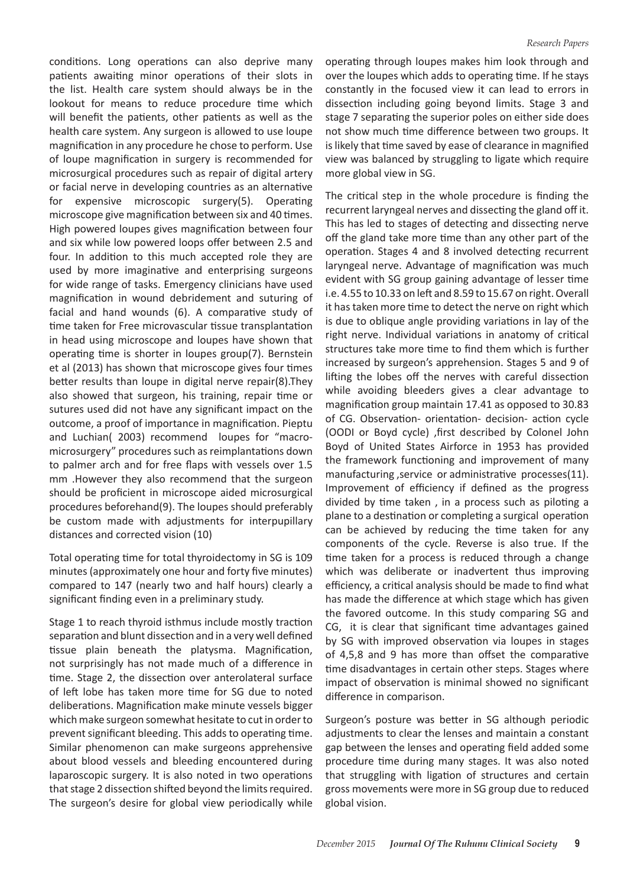conditions. Long operations can also deprive many patients awaiting minor operations of their slots in the list. Health care system should always be in the lookout for means to reduce procedure time which will benefit the patients, other patients as well as the health care system. Any surgeon is allowed to use loupe magnification in any procedure he chose to perform. Use of loupe magnification in surgery is recommended for microsurgical procedures such as repair of digital artery or facial nerve in developing countries as an alternative for expensive microscopic surgery(5). Operating microscope give magnification between six and 40 times. High powered loupes gives magnification between four and six while low powered loops offer between 2.5 and four. In addition to this much accepted role they are used by more imaginative and enterprising surgeons for wide range of tasks. Emergency clinicians have used magnification in wound debridement and suturing of facial and hand wounds (6). A comparative study of time taken for Free microvascular tissue transplantation in head using microscope and loupes have shown that operating time is shorter in loupes group(7). Bernstein et al (2013) has shown that microscope gives four times better results than loupe in digital nerve repair(8).They also showed that surgeon, his training, repair time or sutures used did not have any significant impact on the outcome, a proof of importance in magnification. Pieptu and Luchian( 2003) recommend loupes for "macro-microsurgery" procedures such as reimplantations down to palmer arch and for free flaps with vessels over 1.5 mm .However they also recommend that the surgeon should be proficient in microscope aided microsurgical procedures beforehand(9). The loupes should preferably be custom made with adjustments for interpupillary distances and corrected vision (10)

Total operating time for total thyroidectomy in SG is 109 minutes (approximately one hour and forty five minutes) compared to 147 (nearly two and half hours) clearly a significant finding even in a preliminary study.

Stage 1 to reach thyroid isthmus include mostly traction separation and blunt dissection and in a very well defined tissue plain beneath the platysma. Magnification, not surprisingly has not made much of a difference in time. Stage 2, the dissection over anterolateral surface of left lobe has taken more time for SG due to noted deliberations. Magnification make minute vessels bigger which make surgeon somewhat hesitate to cut in order to prevent significant bleeding. This adds to operating time. Similar phenomenon can make surgeons apprehensive about blood vessels and bleeding encountered during laparoscopic surgery. It is also noted in two operations that stage 2 dissection shifted beyond the limits required. The surgeon's desire for global view periodically while operating through loupes makes him look through and over the loupes which adds to operating time. If he stays constantly in the focused view it can lead to errors in dissection including going beyond limits. Stage 3 and stage 7 separating the superior poles on either side does not show much time difference between two groups. It is likely that time saved by ease of clearance in magnified view was balanced by struggling to ligate which require more global view in SG.

The critical step in the whole procedure is finding the recurrent laryngeal nerves and dissecting the gland off it. This has led to stages of detecting and dissecting nerve off the gland take more time than any other part of the operation. Stages 4 and 8 involved detecting recurrent laryngeal nerve. Advantage of magnification was much evident with SG group gaining advantage of lesser time i.e. 4.55 to 10.33 on left and 8.59 to 15.67 on right. Overall it has taken more time to detect the nerve on right which is due to oblique angle providing variations in lay of the right nerve. Individual variations in anatomy of critical structures take more time to find them which is further increased by surgeon's apprehension. Stages 5 and 9 of lifting the lobes off the nerves with careful dissection while avoiding bleeders gives a clear advantage to magnification group maintain 17.41 as opposed to 30.83 of CG. Observation- orientation- decision- action cycle (OODI or Boyd cycle) ,first described by Colonel John Boyd of United States Airforce in 1953 has provided the framework functioning and improvement of many manufacturing ,service or administrative processes(11). Improvement of efficiency if defined as the progress divided by time taken , in a process such as piloting a plane to a destination or completing a surgical operation can be achieved by reducing the time taken for any components of the cycle. Reverse is also true. If the time taken for a process is reduced through a change which was deliberate or inadvertent thus improving efficiency, a critical analysis should be made to find what has made the difference at which stage which has given the favored outcome. In this study comparing SG and CG, it is clear that significant time advantages gained by SG with improved observation via loupes in stages of 4,5,8 and 9 has more than offset the comparative time disadvantages in certain other steps. Stages where impact of observation is minimal showed no significant difference in comparison.

Surgeon's posture was better in SG although periodic adjustments to clear the lenses and maintain a constant gap between the lenses and operating field added some procedure time during many stages. It was also noted that struggling with ligation of structures and certain gross movements were more in SG group due to reduced global vision.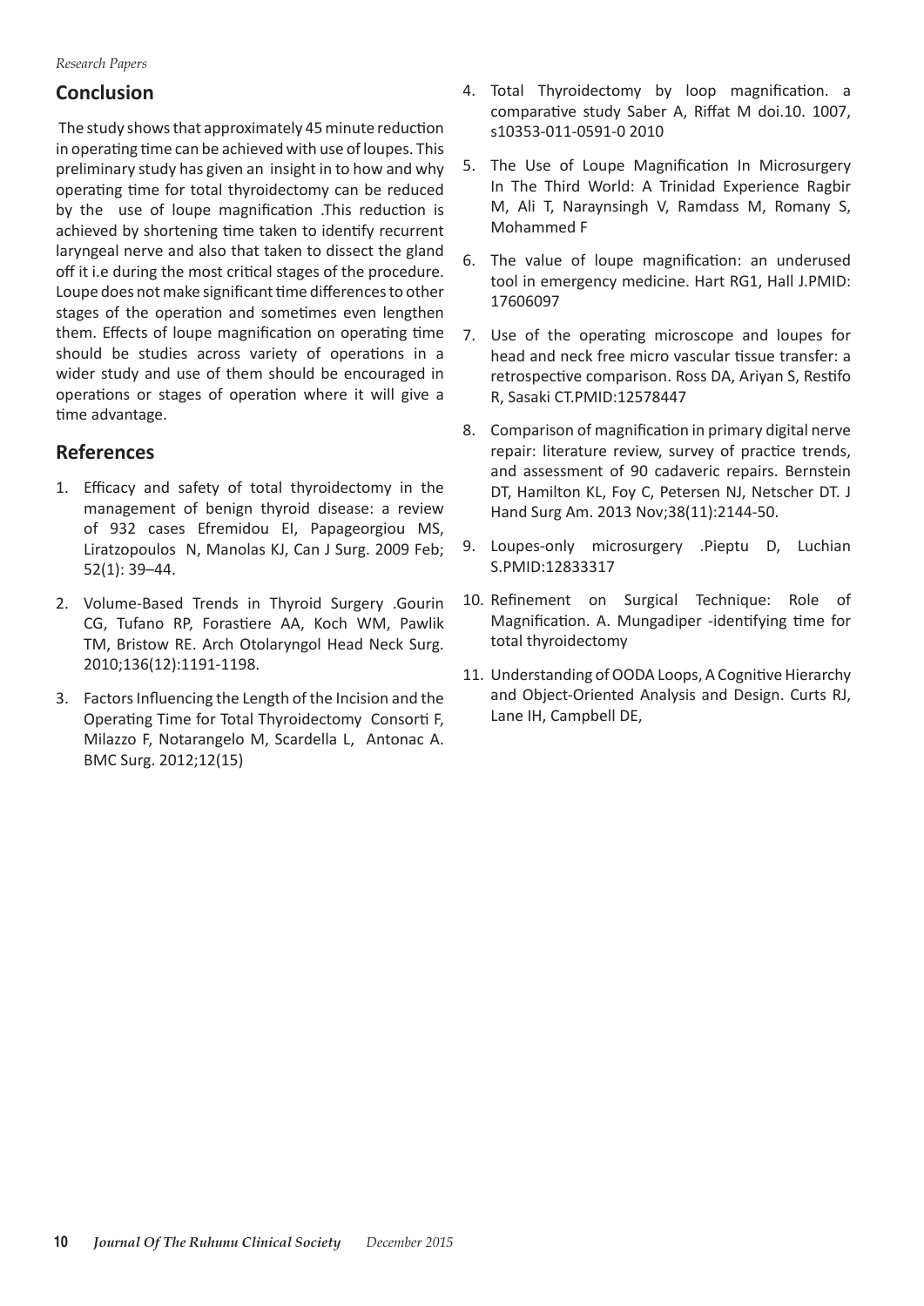## Conclusion

The study shows that approximately 45 minute reduction in operating time can be achieved with use of loupes. This preliminary study has given an insight in to how and why operating time for total thyroidectomy can be reduced by the use of loupe magnification .This reduction is achieved by shortening time taken to identify recurrent laryngeal nerve and also that taken to dissect the gland off it i.e during the most critical stages of the procedure. Loupe does not make significant time differences to other stages of the operation and sometimes even lengthen them. Effects of loupe magnification on operating time should be studies across variety of operations in a wider study and use of them should be encouraged in operations or stages of operation where it will give a time advantage.

## References

1. Efficacy and safety of total thyroidectomy in the management of benign thyroid disease: a review of 932 cases Efremidou EI, Papageorgiou MS, Liratzopoulos N, Manolas KJ, Can J Surg. 2009 Feb; 52(1): 39–44.
2. Volume-Based Trends in Thyroid Surgery .Gourin CG, Tufano RP, Forastiere AA, Koch WM, Pawlik TM, Bristow RE. Arch Otolaryngol Head Neck Surg. 2010;136(12):1191-1198.
3. Factors Influencing the Length of the Incision and the Operating Time for Total Thyroidectomy Consorti F, Milazzo F, Notarangelo M, Scardella L, Antonac A. BMC Surg. 2012;12(15)
4. Total Thyroidectomy by loop magnification. a comparative study Saber A, Riffat M doi.10. 1007, s10353-011-0591-0 2010
5. The Use of Loupe Magnification In Microsurgery In The Third World: A Trinidad Experience Ragbir M, Ali T, Naraynsingh V, Ramdass M, Romany S, Mohammed F
6. The value of loupe magnification: an underused tool in emergency medicine. Hart RG1, Hall J.PMID: 17606097
7. Use of the operating microscope and loupes for head and neck free micro vascular tissue transfer: a retrospective comparison. Ross DA, Ariyan S, Restifo R, Sasaki CT.PMID:12578447
8. Comparison of magnification in primary digital nerve repair: literature review, survey of practice trends, and assessment of 90 cadaveric repairs. Bernstein DT, Hamilton KL, Foy C, Petersen NJ, Netscher DT. J Hand Surg Am. 2013 Nov;38(11):2144-50.
9. Loupes-only microsurgery .Pieptu D, Luchian S.PMID:12833317
10. Refinement on Surgical Technique: Role of Magnification. A. Mungadiper -identifying time for total thyroidectomy
11. Understanding of OODA Loops, A Cognitive Hierarchy and Object-Oriented Analysis and Design. Curts RJ, Lane IH, Campbell DE,